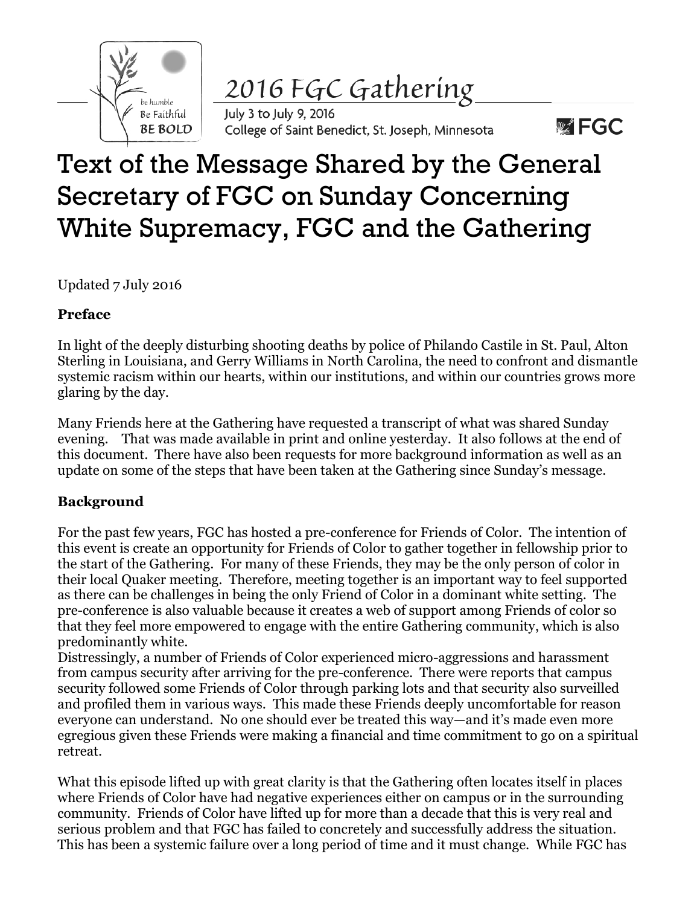2016 FGC Gathering

July 3 to July 9, 2016
College of Saint Benedict, St. Joseph, Minnesota

# Text of the Message Shared by the General Secretary of FGC on Sunday Concerning White Supremacy, FGC and the Gathering

Updated 7 July 2016

**Preface**

In light of the deeply disturbing shooting deaths by police of Philando Castile in St. Paul, Alton Sterling in Louisiana, and Gerry Williams in North Carolina, the need to confront and dismantle systemic racism within our hearts, within our institutions, and within our countries grows more glaring by the day.

Many Friends here at the Gathering have requested a transcript of what was shared Sunday evening. That was made available in print and online yesterday. It also follows at the end of this document. There have also been requests for more background information as well as an update on some of the steps that have been taken at the Gathering since Sunday's message.

**Background**

For the past few years, FGC has hosted a pre-conference for Friends of Color. The intention of this event is create an opportunity for Friends of Color to gather together in fellowship prior to the start of the Gathering. For many of these Friends, they may be the only person of color in their local Quaker meeting. Therefore, meeting together is an important way to feel supported as there can be challenges in being the only Friend of Color in a dominant white setting. The pre-conference is also valuable because it creates a web of support among Friends of color so that they feel more empowered to engage with the entire Gathering community, which is also predominantly white.

Distressingly, a number of Friends of Color experienced micro-aggressions and harassment from campus security after arriving for the pre-conference. There were reports that campus security followed some Friends of Color through parking lots and that security also surveilled and profiled them in various ways. This made these Friends deeply uncomfortable for reason everyone can understand. No one should ever be treated this way—and it's made even more egregious given these Friends were making a financial and time commitment to go on a spiritual retreat.

What this episode lifted up with great clarity is that the Gathering often locates itself in places where Friends of Color have had negative experiences either on campus or in the surrounding community. Friends of Color have lifted up for more than a decade that this is very real and serious problem and that FGC has failed to concretely and successfully address the situation. This has been a systemic failure over a long period of time and it must change. While FGC has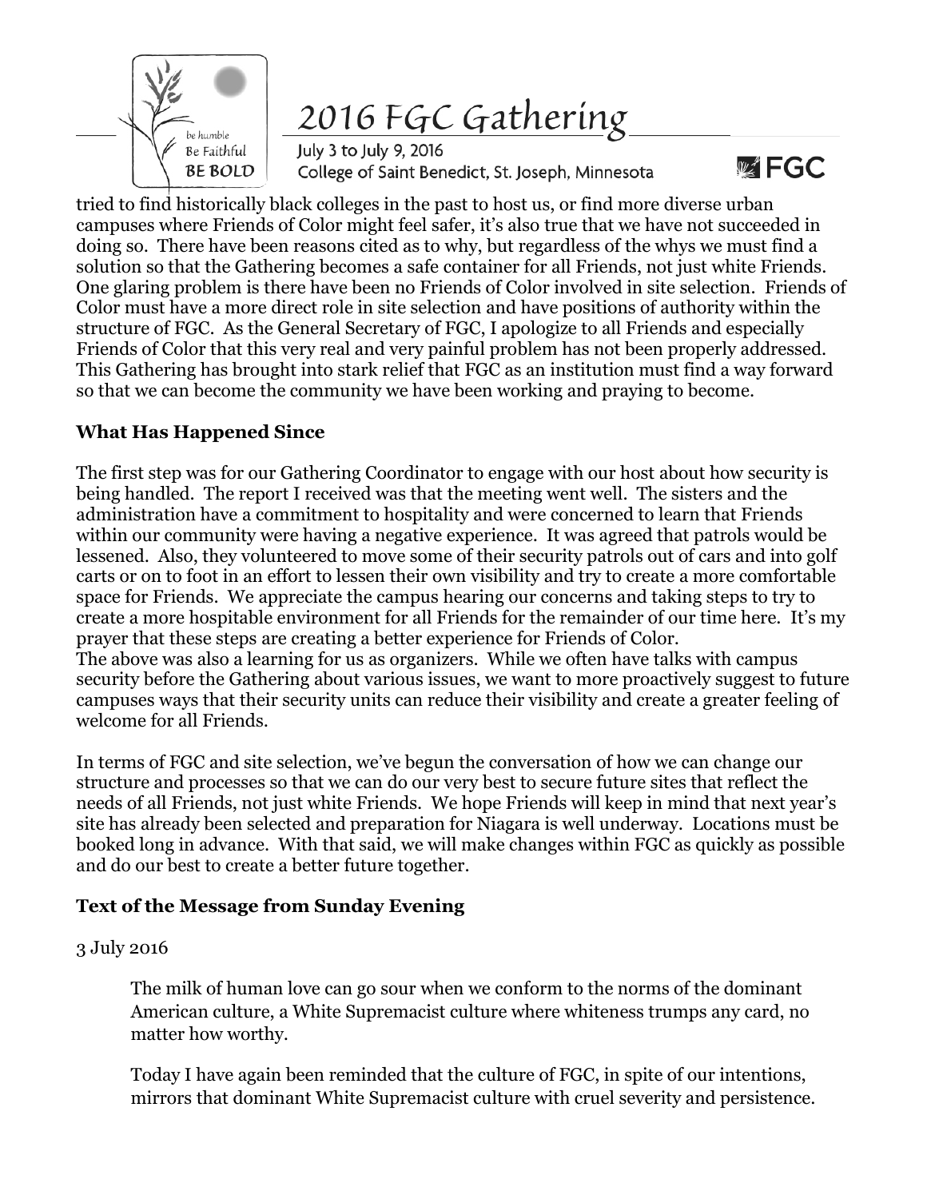tried to find historically black colleges in the past to host us, or find more diverse urban campuses where Friends of Color might feel safer, it's also true that we have not succeeded in doing so. There have been reasons cited as to why, but regardless of the whys we must find a solution so that the Gathering becomes a safe container for all Friends, not just white Friends. One glaring problem is there have been no Friends of Color involved in site selection. Friends of Color must have a more direct role in site selection and have positions of authority within the structure of FGC. As the General Secretary of FGC, I apologize to all Friends and especially Friends of Color that this very real and very painful problem has not been properly addressed. This Gathering has brought into stark relief that FGC as an institution must find a way forward so that we can become the community we have been working and praying to become.

### What Has Happened Since

The first step was for our Gathering Coordinator to engage with our host about how security is being handled. The report I received was that the meeting went well. The sisters and the administration have a commitment to hospitality and were concerned to learn that Friends within our community were having a negative experience. It was agreed that patrols would be lessened. Also, they volunteered to move some of their security patrols out of cars and into golf carts or on to foot in an effort to lessen their own visibility and try to create a more comfortable space for Friends. We appreciate the campus hearing our concerns and taking steps to try to create a more hospitable environment for all Friends for the remainder of our time here. It's my prayer that these steps are creating a better experience for Friends of Color.
The above was also a learning for us as organizers. While we often have talks with campus security before the Gathering about various issues, we want to more proactively suggest to future campuses ways that their security units can reduce their visibility and create a greater feeling of welcome for all Friends.

In terms of FGC and site selection, we've begun the conversation of how we can change our structure and processes so that we can do our very best to secure future sites that reflect the needs of all Friends, not just white Friends. We hope Friends will keep in mind that next year's site has already been selected and preparation for Niagara is well underway. Locations must be booked long in advance. With that said, we will make changes within FGC as quickly as possible and do our best to create a better future together.

### Text of the Message from Sunday Evening

3 July 2016

> The milk of human love can go sour when we conform to the norms of the dominant American culture, a White Supremacist culture where whiteness trumps any card, no matter how worthy.
>
> Today I have again been reminded that the culture of FGC, in spite of our intentions, mirrors that dominant White Supremacist culture with cruel severity and persistence.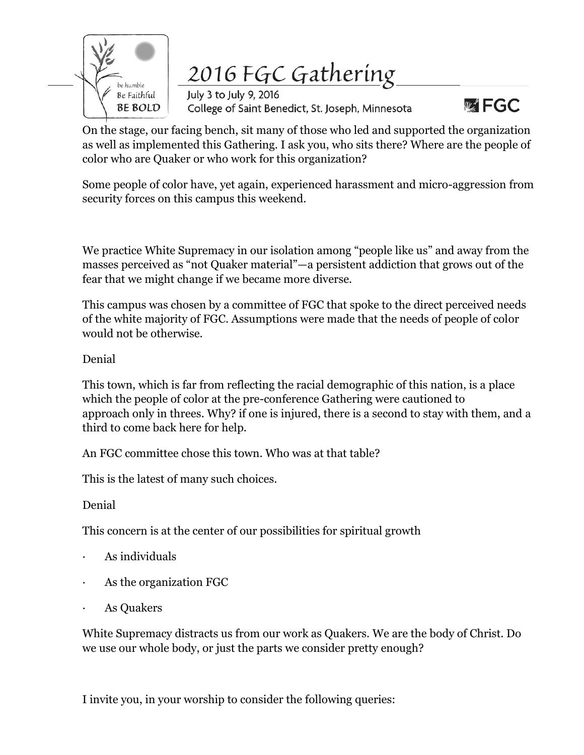On the stage, our facing bench, sit many of those who led and supported the organization as well as implemented this Gathering. I ask you, who sits there? Where are the people of color who are Quaker or who work for this organization?

Some people of color have, yet again, experienced harassment and micro-aggression from security forces on this campus this weekend.

We practice White Supremacy in our isolation among "people like us" and away from the masses perceived as "not Quaker material"—a persistent addiction that grows out of the fear that we might change if we became more diverse.

This campus was chosen by a committee of FGC that spoke to the direct perceived needs of the white majority of FGC. Assumptions were made that the needs of people of color would not be otherwise.

Denial

This town, which is far from reflecting the racial demographic of this nation, is a place which the people of color at the pre-conference Gathering were cautioned to approach only in threes. Why? if one is injured, there is a second to stay with them, and a third to come back here for help.

An FGC committee chose this town. Who was at that table?

This is the latest of many such choices.

Denial

This concern is at the center of our possibilities for spiritual growth

- As individuals
- As the organization FGC
- As Quakers

White Supremacy distracts us from our work as Quakers. We are the body of Christ. Do we use our whole body, or just the parts we consider pretty enough?

I invite you, in your worship to consider the following queries: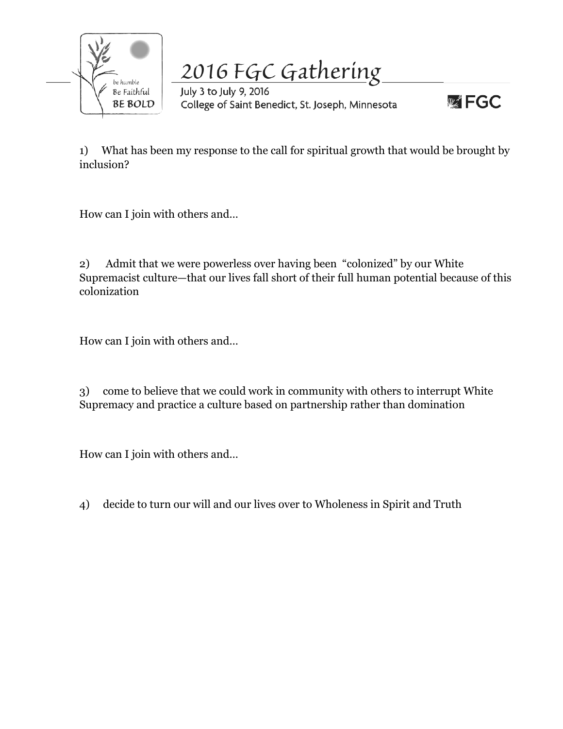1) What has been my response to the call for spiritual growth that would be brought by inclusion?

How can I join with others and…

2) Admit that we were powerless over having been "colonized" by our White Supremacist culture—that our lives fall short of their full human potential because of this colonization

How can I join with others and…

3) come to believe that we could work in community with others to interrupt White Supremacy and practice a culture based on partnership rather than domination

How can I join with others and…

4) decide to turn our will and our lives over to Wholeness in Spirit and Truth